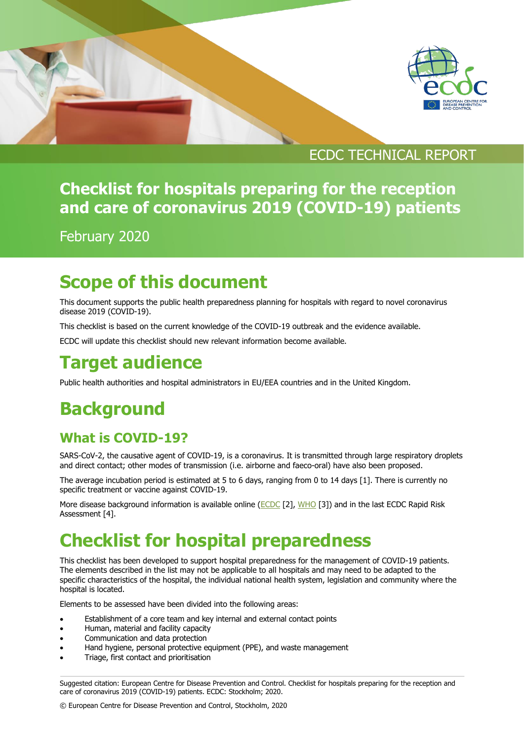ECDC TECHNICAL REPORT

# Checklist for hospitals preparing for the reception and care of coronavirus 2019 (COVID-19) patients

February 2020

# Scope of this document

This document supports the public health preparedness planning for hospitals with regard to novel coronavirus disease 2019 (COVID-19).

This checklist is based on the current knowledge of the COVID-19 outbreak and the evidence available.

ECDC will update this checklist should new relevant information become available.

# Target audience

Public health authorities and hospital administrators in EU/EEA countries and in the United Kingdom.

# Background

## What is COVID-19?

SARS-CoV-2, the causative agent of COVID-19, is a coronavirus. It is transmitted through large respiratory droplets and direct contact; other modes of transmission (i.e. airborne and faeco-oral) have also been proposed.

The average incubation period is estimated at 5 to 6 days, ranging from 0 to 14 days [1]. There is currently no specific treatment or vaccine against COVID-19.

More disease background information is available online (ECDC [2], WHO [3]) and in the last ECDC Rapid Risk Assessment [4].

# Checklist for hospital preparedness

This checklist has been developed to support hospital preparedness for the management of COVID-19 patients. The elements described in the list may not be applicable to all hospitals and may need to be adapted to the specific characteristics of the hospital, the individual national health system, legislation and community where the hospital is located.

Elements to be assessed have been divided into the following areas:

- Establishment of a core team and key internal and external contact points
- Human, material and facility capacity
- Communication and data protection
- Hand hygiene, personal protective equipment (PPE), and waste management
- Triage, first contact and prioritisation

Suggested citation: European Centre for Disease Prevention and Control. Checklist for hospitals preparing for the reception and care of coronavirus 2019 (COVID-19) patients. ECDC: Stockholm; 2020.

© European Centre for Disease Prevention and Control, Stockholm, 2020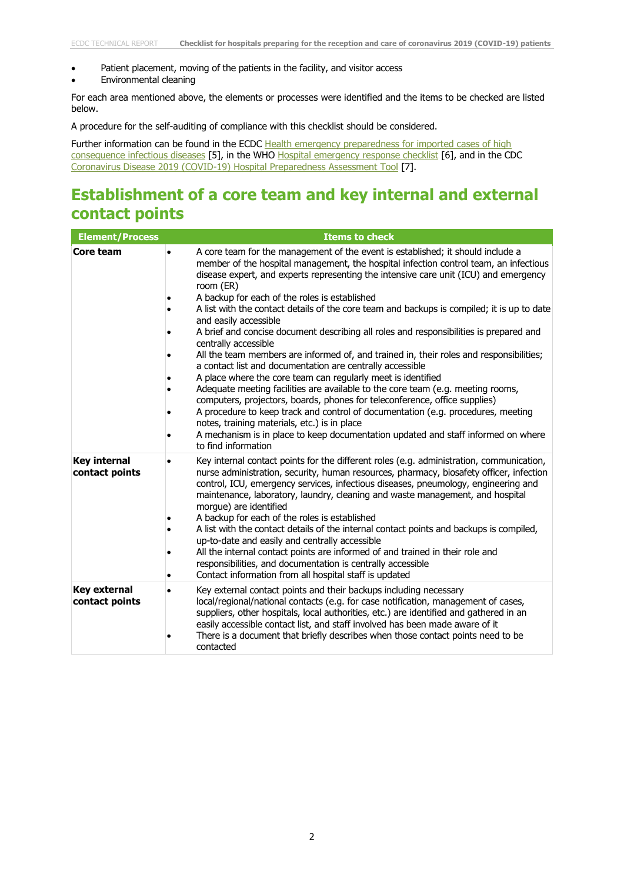- Patient placement, moving of the patients in the facility, and visitor access
- Environmental cleaning

For each area mentioned above, the elements or processes were identified and the items to be checked are listed below.

A procedure for the self-auditing of compliance with this checklist should be considered.

Further information can be found in the ECDC Health emergency preparedness for imported cases of high consequence infectious diseases [5], in the WHO Hospital emergency response checklist [6], and in the CDC Coronavirus Disease 2019 (COVID-19) Hospital Preparedness Assessment Tool [7].

## Establishment of a core team and key internal and external contact points

| Element/Process | Items to check |
|---|---|
| **Core team** | • A core team for the management of the event is established; it should include a member of the hospital management, the hospital infection control team, an infectious disease expert, and experts representing the intensive care unit (ICU) and emergency room (ER)<br>• A backup for each of the roles is established<br>• A list with the contact details of the core team and backups is compiled; it is up to date and easily accessible<br>• A brief and concise document describing all roles and responsibilities is prepared and centrally accessible<br>• All the team members are informed of, and trained in, their roles and responsibilities; a contact list and documentation are centrally accessible<br>• A place where the core team can regularly meet is identified<br>• Adequate meeting facilities are available to the core team (e.g. meeting rooms, computers, projectors, boards, phones for teleconference, office supplies)<br>• A procedure to keep track and control of documentation (e.g. procedures, meeting notes, training materials, etc.) is in place<br>• A mechanism is in place to keep documentation updated and staff informed on where to find information |
| **Key internal contact points** | • Key internal contact points for the different roles (e.g. administration, communication, nurse administration, security, human resources, pharmacy, biosafety officer, infection control, ICU, emergency services, infectious diseases, pneumology, engineering and maintenance, laboratory, laundry, cleaning and waste management, and hospital morgue) are identified<br>• A backup for each of the roles is established<br>• A list with the contact details of the internal contact points and backups is compiled, up-to-date and easily and centrally accessible<br>• All the internal contact points are informed of and trained in their role and responsibilities, and documentation is centrally accessible<br>• Contact information from all hospital staff is updated |
| **Key external contact points** | • Key external contact points and their backups including necessary local/regional/national contacts (e.g. for case notification, management of cases, suppliers, other hospitals, local authorities, etc.) are identified and gathered in an easily accessible contact list, and staff involved has been made aware of it<br>• There is a document that briefly describes when those contact points need to be contacted |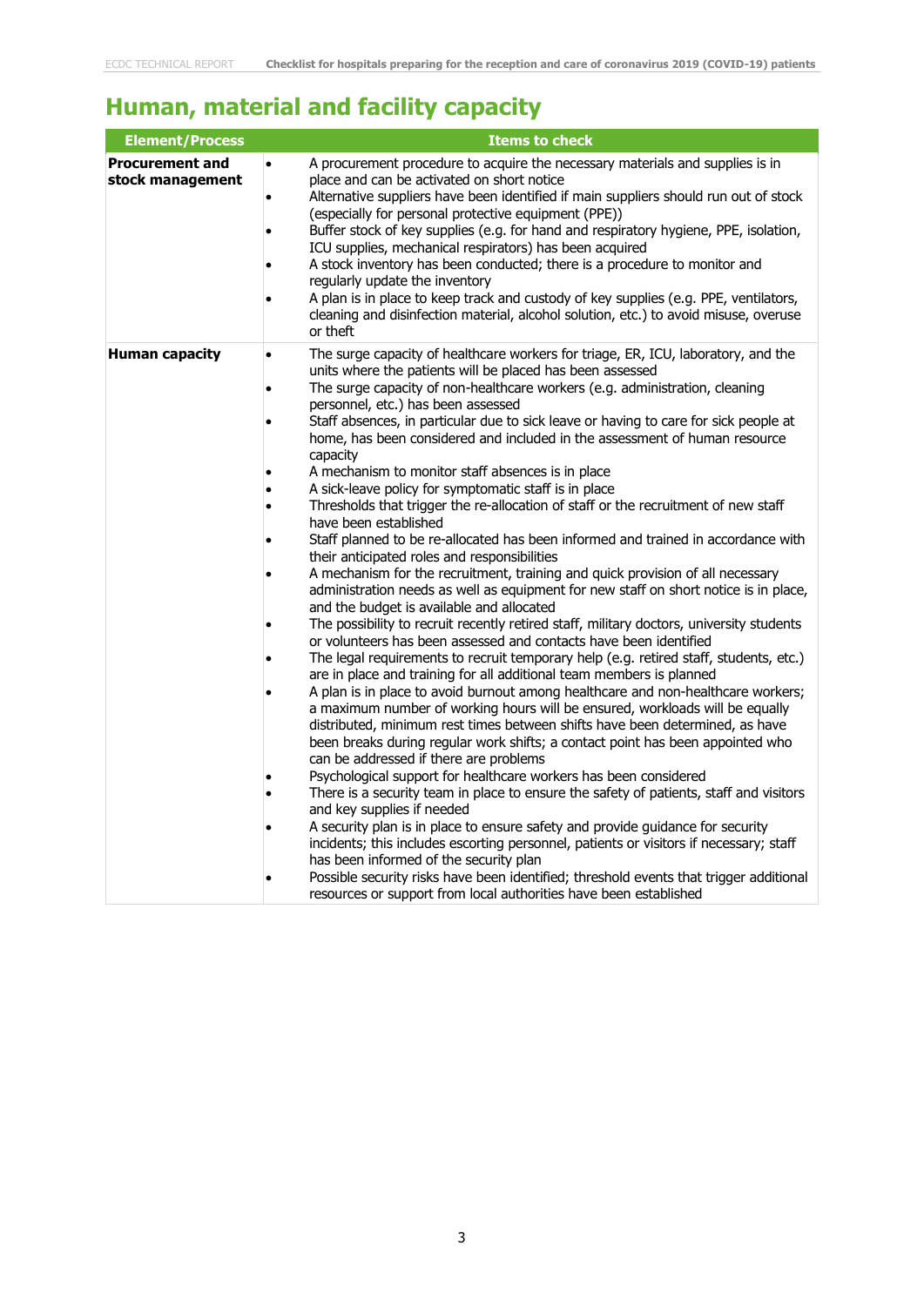## Human, material and facility capacity

| Element/Process | Items to check |
|---|---|
| **Procurement and stock management** | • A procurement procedure to acquire the necessary materials and supplies is in place and can be activated on short notice<br>• Alternative suppliers have been identified if main suppliers should run out of stock (especially for personal protective equipment (PPE))<br>• Buffer stock of key supplies (e.g. for hand and respiratory hygiene, PPE, isolation, ICU supplies, mechanical respirators) has been acquired<br>• A stock inventory has been conducted; there is a procedure to monitor and regularly update the inventory<br>• A plan is in place to keep track and custody of key supplies (e.g. PPE, ventilators, cleaning and disinfection material, alcohol solution, etc.) to avoid misuse, overuse or theft |
| **Human capacity** | • The surge capacity of healthcare workers for triage, ER, ICU, laboratory, and the units where the patients will be placed has been assessed<br>• The surge capacity of non-healthcare workers (e.g. administration, cleaning personnel, etc.) has been assessed<br>• Staff absences, in particular due to sick leave or having to care for sick people at home, has been considered and included in the assessment of human resource capacity<br>• A mechanism to monitor staff absences is in place<br>• A sick-leave policy for symptomatic staff is in place<br>• Thresholds that trigger the re-allocation of staff or the recruitment of new staff have been established<br>• Staff planned to be re-allocated has been informed and trained in accordance with their anticipated roles and responsibilities<br>• A mechanism for the recruitment, training and quick provision of all necessary administration needs as well as equipment for new staff on short notice is in place, and the budget is available and allocated<br>• The possibility to recruit recently retired staff, military doctors, university students or volunteers has been assessed and contacts have been identified<br>• The legal requirements to recruit temporary help (e.g. retired staff, students, etc.) are in place and training for all additional team members is planned<br>• A plan is in place to avoid burnout among healthcare and non-healthcare workers; a maximum number of working hours will be ensured, workloads will be equally distributed, minimum rest times between shifts have been determined, as have been breaks during regular work shifts; a contact point has been appointed who can be addressed if there are problems<br>• Psychological support for healthcare workers has been considered<br>• There is a security team in place to ensure the safety of patients, staff and visitors and key supplies if needed<br>• A security plan is in place to ensure safety and provide guidance for security incidents; this includes escorting personnel, patients or visitors if necessary; staff has been informed of the security plan<br>• Possible security risks have been identified; threshold events that trigger additional resources or support from local authorities have been established |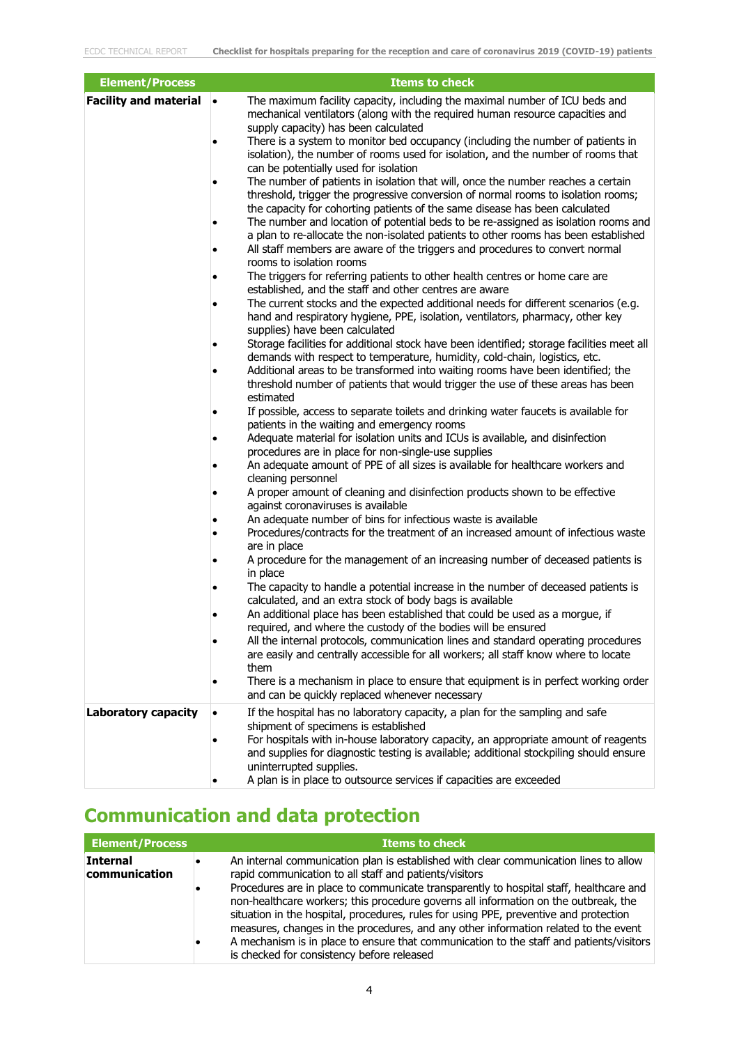| Element/Process | Items to check |
|---|---|
| **Facility and material** | • The maximum facility capacity, including the maximal number of ICU beds and mechanical ventilators (along with the required human resource capacities and supply capacity) has been calculated<br>• There is a system to monitor bed occupancy (including the number of patients in isolation), the number of rooms used for isolation, and the number of rooms that can be potentially used for isolation<br>• The number of patients in isolation that will, once the number reaches a certain threshold, trigger the progressive conversion of normal rooms to isolation rooms; the capacity for cohorting patients of the same disease has been calculated<br>• The number and location of potential beds to be re-assigned as isolation rooms and a plan to re-allocate the non-isolated patients to other rooms has been established<br>• All staff members are aware of the triggers and procedures to convert normal rooms to isolation rooms<br>• The triggers for referring patients to other health centres or home care are established, and the staff and other centres are aware<br>• The current stocks and the expected additional needs for different scenarios (e.g. hand and respiratory hygiene, PPE, isolation, ventilators, pharmacy, other key supplies) have been calculated<br>• Storage facilities for additional stock have been identified; storage facilities meet all demands with respect to temperature, humidity, cold-chain, logistics, etc.<br>• Additional areas to be transformed into waiting rooms have been identified; the threshold number of patients that would trigger the use of these areas has been estimated<br>• If possible, access to separate toilets and drinking water faucets is available for patients in the waiting and emergency rooms<br>• Adequate material for isolation units and ICUs is available, and disinfection procedures are in place for non-single-use supplies<br>• An adequate amount of PPE of all sizes is available for healthcare workers and cleaning personnel<br>• A proper amount of cleaning and disinfection products shown to be effective against coronaviruses is available<br>• An adequate number of bins for infectious waste is available<br>• Procedures/contracts for the treatment of an increased amount of infectious waste are in place<br>• A procedure for the management of an increasing number of deceased patients is in place<br>• The capacity to handle a potential increase in the number of deceased patients is calculated, and an extra stock of body bags is available<br>• An additional place has been established that could be used as a morgue, if required, and where the custody of the bodies will be ensured<br>• All the internal protocols, communication lines and standard operating procedures are easily and centrally accessible for all workers; all staff know where to locate them<br>• There is a mechanism in place to ensure that equipment is in perfect working order and can be quickly replaced whenever necessary |
| **Laboratory capacity** | • If the hospital has no laboratory capacity, a plan for the sampling and safe shipment of specimens is established<br>• For hospitals with in-house laboratory capacity, an appropriate amount of reagents and supplies for diagnostic testing is available; additional stockpiling should ensure uninterrupted supplies.<br>• A plan is in place to outsource services if capacities are exceeded |

## Communication and data protection

| Element/Process | Items to check |
|---|---|
| **Internal communication** | • An internal communication plan is established with clear communication lines to allow rapid communication to all staff and patients/visitors<br>• Procedures are in place to communicate transparently to hospital staff, healthcare and non-healthcare workers; this procedure governs all information on the outbreak, the situation in the hospital, procedures, rules for using PPE, preventive and protection measures, changes in the procedures, and any other information related to the event<br>• A mechanism is in place to ensure that communication to the staff and patients/visitors is checked for consistency before released |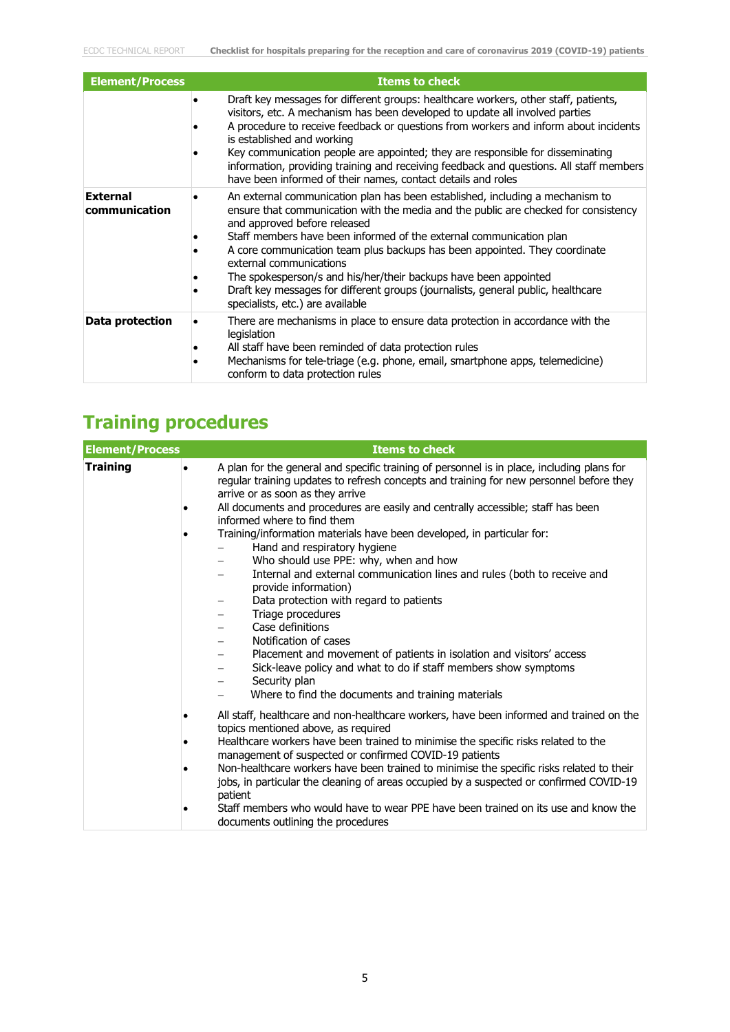| Element/Process | Items to check |
| --- | --- |
| | • Draft key messages for different groups: healthcare workers, other staff, patients, visitors, etc. A mechanism has been developed to update all involved parties<br>• A procedure to receive feedback or questions from workers and inform about incidents is established and working<br>• Key communication people are appointed; they are responsible for disseminating information, providing training and receiving feedback and questions. All staff members have been informed of their names, contact details and roles |
| **External communication** | • An external communication plan has been established, including a mechanism to ensure that communication with the media and the public are checked for consistency and approved before released<br>• Staff members have been informed of the external communication plan<br>• A core communication team plus backups has been appointed. They coordinate external communications<br>• The spokesperson/s and his/her/their backups have been appointed<br>• Draft key messages for different groups (journalists, general public, healthcare specialists, etc.) are available |
| **Data protection** | • There are mechanisms in place to ensure data protection in accordance with the legislation<br>• All staff have been reminded of data protection rules<br>• Mechanisms for tele-triage (e.g. phone, email, smartphone apps, telemedicine) conform to data protection rules |

## Training procedures

| Element/Process | Items to check |
| --- | --- |
| **Training** | • A plan for the general and specific training of personnel is in place, including plans for regular training updates to refresh concepts and training for new personnel before they arrive or as soon as they arrive<br>• All documents and procedures are easily and centrally accessible; staff has been informed where to find them<br>• Training/information materials have been developed, in particular for:<br>– Hand and respiratory hygiene<br>– Who should use PPE: why, when and how<br>– Internal and external communication lines and rules (both to receive and provide information)<br>– Data protection with regard to patients<br>– Triage procedures<br>– Case definitions<br>– Notification of cases<br>– Placement and movement of patients in isolation and visitors' access<br>– Sick-leave policy and what to do if staff members show symptoms<br>– Security plan<br>– Where to find the documents and training materials<br>• All staff, healthcare and non-healthcare workers, have been informed and trained on the topics mentioned above, as required<br>• Healthcare workers have been trained to minimise the specific risks related to the management of suspected or confirmed COVID-19 patients<br>• Non-healthcare workers have been trained to minimise the specific risks related to their jobs, in particular the cleaning of areas occupied by a suspected or confirmed COVID-19 patient<br>• Staff members who would have to wear PPE have been trained on its use and know the documents outlining the procedures |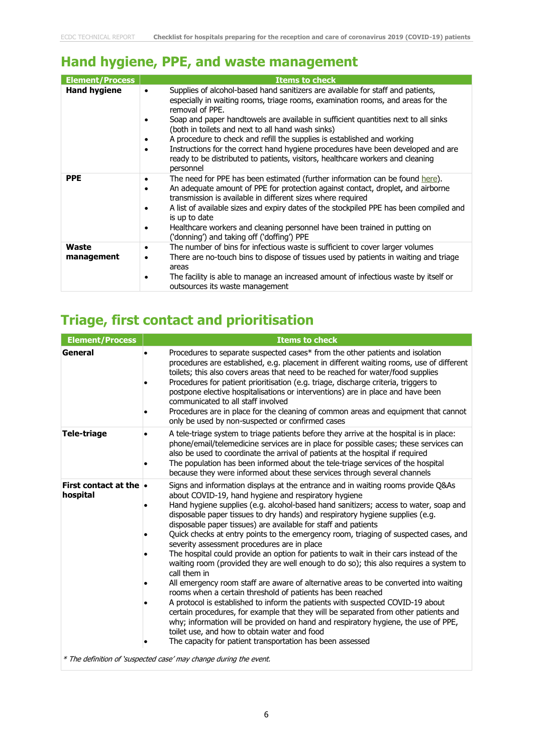## Hand hygiene, PPE, and waste management

| Element/Process | Items to check |
|---|---|
| **Hand hygiene** | • Supplies of alcohol-based hand sanitizers are available for staff and patients, especially in waiting rooms, triage rooms, examination rooms, and areas for the removal of PPE.<br>• Soap and paper handtowels are available in sufficient quantities next to all sinks (both in toilets and next to all hand wash sinks)<br>• A procedure to check and refill the supplies is established and working<br>• Instructions for the correct hand hygiene procedures have been developed and are ready to be distributed to patients, visitors, healthcare workers and cleaning personnel |
| **PPE** | • The need for PPE has been estimated (further information can be found here).<br>• An adequate amount of PPE for protection against contact, droplet, and airborne transmission is available in different sizes where required<br>• A list of available sizes and expiry dates of the stockpiled PPE has been compiled and is up to date<br>• Healthcare workers and cleaning personnel have been trained in putting on ('donning') and taking off ('doffing') PPE |
| **Waste management** | • The number of bins for infectious waste is sufficient to cover larger volumes<br>• There are no-touch bins to dispose of tissues used by patients in waiting and triage areas<br>• The facility is able to manage an increased amount of infectious waste by itself or outsources its waste management |

## Triage, first contact and prioritisation

| Element/Process | Items to check |
|---|---|
| **General** | • Procedures to separate suspected cases* from the other patients and isolation procedures are established, e.g. placement in different waiting rooms, use of different toilets; this also covers areas that need to be reached for water/food supplies<br>• Procedures for patient prioritisation (e.g. triage, discharge criteria, triggers to postpone elective hospitalisations or interventions) are in place and have been communicated to all staff involved<br>• Procedures are in place for the cleaning of common areas and equipment that cannot only be used by non-suspected or confirmed cases |
| **Tele-triage** | • A tele-triage system to triage patients before they arrive at the hospital is in place: phone/email/telemedicine services are in place for possible cases; these services can also be used to coordinate the arrival of patients at the hospital if required<br>• The population has been informed about the tele-triage services of the hospital because they were informed about these services through several channels |
| **First contact at the hospital** | • Signs and information displays at the entrance and in waiting rooms provide Q&As about COVID-19, hand hygiene and respiratory hygiene<br>• Hand hygiene supplies (e.g. alcohol-based hand sanitizers; access to water, soap and disposable paper tissues to dry hands) and respiratory hygiene supplies (e.g. disposable paper tissues) are available for staff and patients<br>• Quick checks at entry points to the emergency room, triaging of suspected cases, and severity assessment procedures are in place<br>• The hospital could provide an option for patients to wait in their cars instead of the waiting room (provided they are well enough to do so); this also requires a system to call them in<br>• All emergency room staff are aware of alternative areas to be converted into waiting rooms when a certain threshold of patients has been reached<br>• A protocol is established to inform the patients with suspected COVID-19 about certain procedures, for example that they will be separated from other patients and why; information will be provided on hand and respiratory hygiene, the use of PPE, toilet use, and how to obtain water and food<br>• The capacity for patient transportation has been assessed |

*\* The definition of 'suspected case' may change during the event.*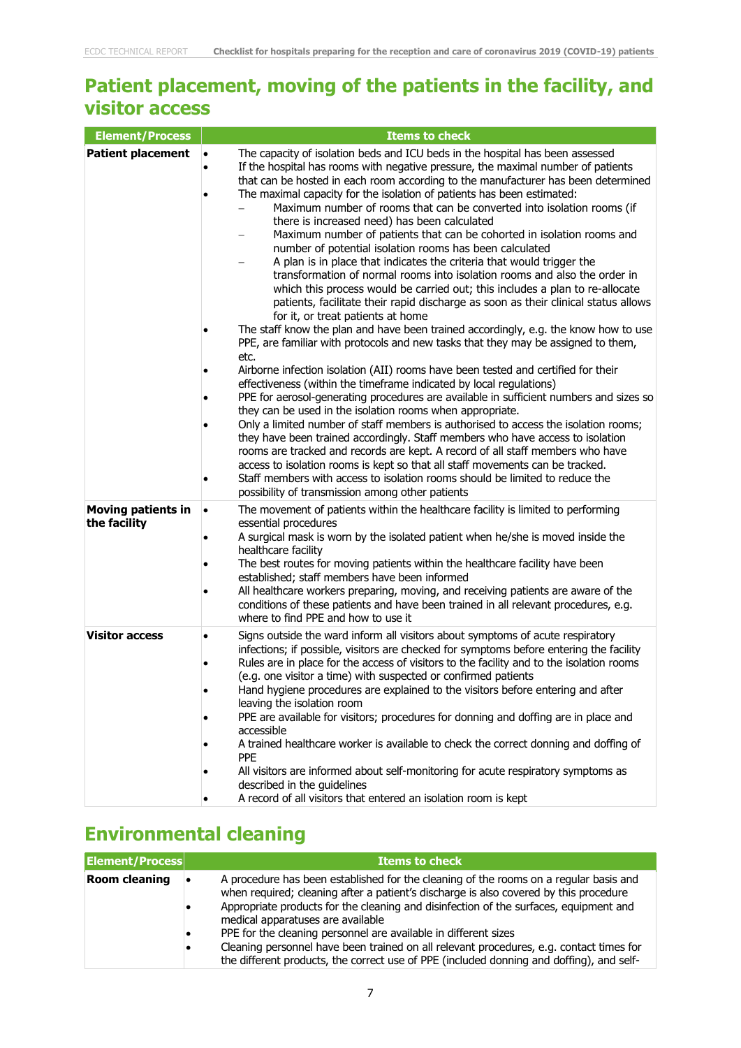## Patient placement, moving of the patients in the facility, and visitor access

| Element/Process | Items to check |
|---|---|
| **Patient placement** | • The capacity of isolation beds and ICU beds in the hospital has been assessed<br>• If the hospital has rooms with negative pressure, the maximal number of patients that can be hosted in each room according to the manufacturer has been determined<br>• The maximal capacity for the isolation of patients has been estimated:<br>– Maximum number of rooms that can be converted into isolation rooms (if there is increased need) has been calculated<br>– Maximum number of patients that can be cohorted in isolation rooms and number of potential isolation rooms has been calculated<br>– A plan is in place that indicates the criteria that would trigger the transformation of normal rooms into isolation rooms and also the order in which this process would be carried out; this includes a plan to re-allocate patients, facilitate their rapid discharge as soon as their clinical status allows for it, or treat patients at home<br>• The staff know the plan and have been trained accordingly, e.g. the know how to use PPE, are familiar with protocols and new tasks that they may be assigned to them, etc.<br>• Airborne infection isolation (AII) rooms have been tested and certified for their effectiveness (within the timeframe indicated by local regulations)<br>• PPE for aerosol-generating procedures are available in sufficient numbers and sizes so they can be used in the isolation rooms when appropriate.<br>• Only a limited number of staff members is authorised to access the isolation rooms; they have been trained accordingly. Staff members who have access to isolation rooms are tracked and records are kept. A record of all staff members who have access to isolation rooms is kept so that all staff movements can be tracked.<br>• Staff members with access to isolation rooms should be limited to reduce the possibility of transmission among other patients |
| **Moving patients in the facility** | • The movement of patients within the healthcare facility is limited to performing essential procedures<br>• A surgical mask is worn by the isolated patient when he/she is moved inside the healthcare facility<br>• The best routes for moving patients within the healthcare facility have been established; staff members have been informed<br>• All healthcare workers preparing, moving, and receiving patients are aware of the conditions of these patients and have been trained in all relevant procedures, e.g. where to find PPE and how to use it |
| **Visitor access** | • Signs outside the ward inform all visitors about symptoms of acute respiratory infections; if possible, visitors are checked for symptoms before entering the facility<br>• Rules are in place for the access of visitors to the facility and to the isolation rooms (e.g. one visitor a time) with suspected or confirmed patients<br>• Hand hygiene procedures are explained to the visitors before entering and after leaving the isolation room<br>• PPE are available for visitors; procedures for donning and doffing are in place and accessible<br>• A trained healthcare worker is available to check the correct donning and doffing of PPE<br>• All visitors are informed about self-monitoring for acute respiratory symptoms as described in the guidelines<br>• A record of all visitors that entered an isolation room is kept |

## Environmental cleaning

| Element/Process | Items to check |
|---|---|
| **Room cleaning** | • A procedure has been established for the cleaning of the rooms on a regular basis and when required; cleaning after a patient's discharge is also covered by this procedure<br>• Appropriate products for the cleaning and disinfection of the surfaces, equipment and medical apparatuses are available<br>• PPE for the cleaning personnel are available in different sizes<br>• Cleaning personnel have been trained on all relevant procedures, e.g. contact times for the different products, the correct use of PPE (included donning and doffing), and self- |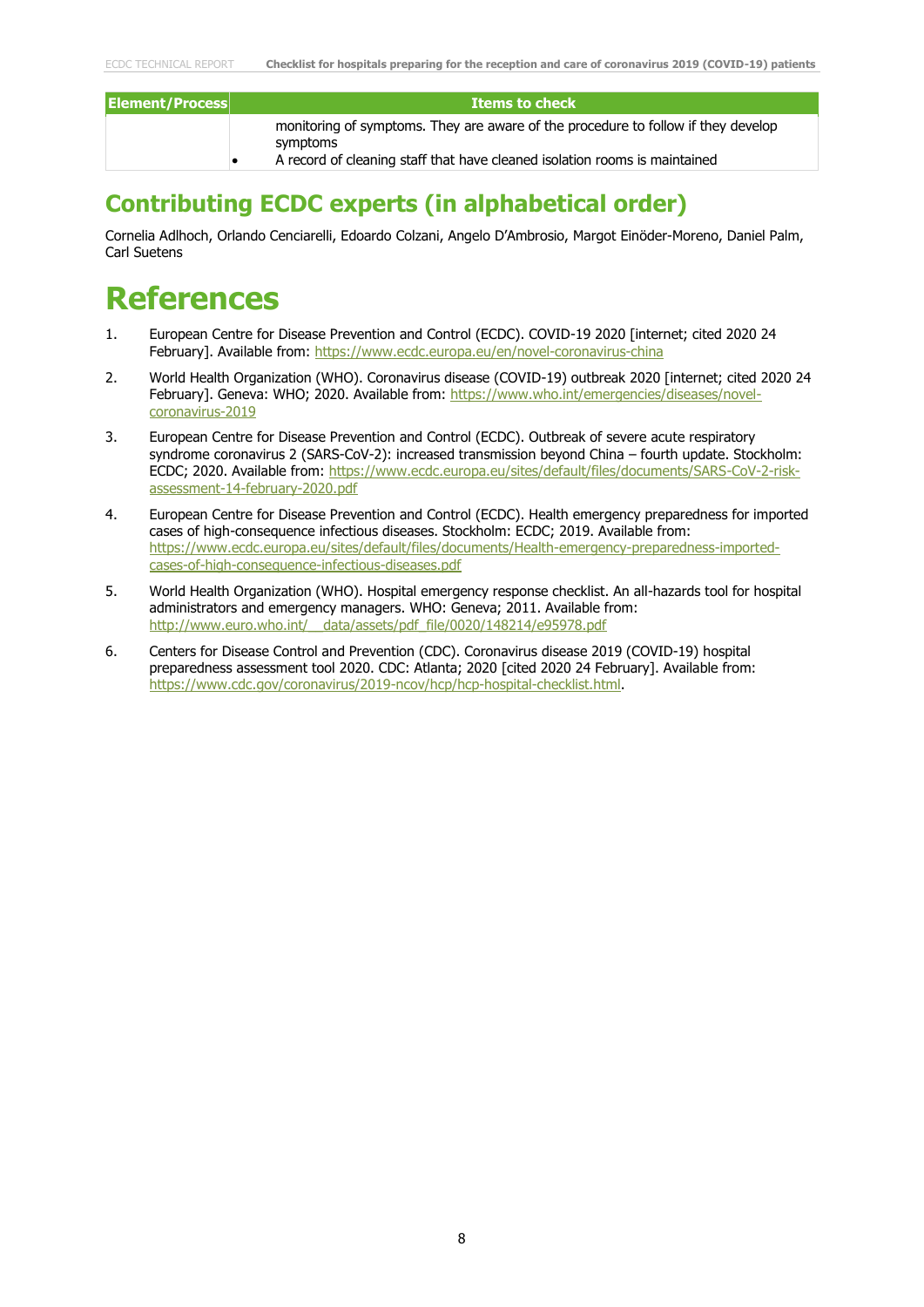| Element/Process | Items to check |
|---|---|
| | monitoring of symptoms. They are aware of the procedure to follow if they develop symptoms<br>• A record of cleaning staff that have cleaned isolation rooms is maintained |

## Contributing ECDC experts (in alphabetical order)

Cornelia Adlhoch, Orlando Cenciarelli, Edoardo Colzani, Angelo D'Ambrosio, Margot Einöder-Moreno, Daniel Palm, Carl Suetens

# References

1. European Centre for Disease Prevention and Control (ECDC). COVID-19 2020 [internet; cited 2020 24 February]. Available from: https://www.ecdc.europa.eu/en/novel-coronavirus-china
2. World Health Organization (WHO). Coronavirus disease (COVID-19) outbreak 2020 [internet; cited 2020 24 February]. Geneva: WHO; 2020. Available from: https://www.who.int/emergencies/diseases/novel-coronavirus-2019
3. European Centre for Disease Prevention and Control (ECDC). Outbreak of severe acute respiratory syndrome coronavirus 2 (SARS-CoV-2): increased transmission beyond China – fourth update. Stockholm: ECDC; 2020. Available from: https://www.ecdc.europa.eu/sites/default/files/documents/SARS-CoV-2-risk-assessment-14-february-2020.pdf
4. European Centre for Disease Prevention and Control (ECDC). Health emergency preparedness for imported cases of high-consequence infectious diseases. Stockholm: ECDC; 2019. Available from: https://www.ecdc.europa.eu/sites/default/files/documents/Health-emergency-preparedness-imported-cases-of-high-consequence-infectious-diseases.pdf
5. World Health Organization (WHO). Hospital emergency response checklist. An all-hazards tool for hospital administrators and emergency managers. WHO: Geneva; 2011. Available from: http://www.euro.who.int/__data/assets/pdf_file/0020/148214/e95978.pdf
6. Centers for Disease Control and Prevention (CDC). Coronavirus disease 2019 (COVID-19) hospital preparedness assessment tool 2020. CDC: Atlanta; 2020 [cited 2020 24 February]. Available from: https://www.cdc.gov/coronavirus/2019-ncov/hcp/hcp-hospital-checklist.html.